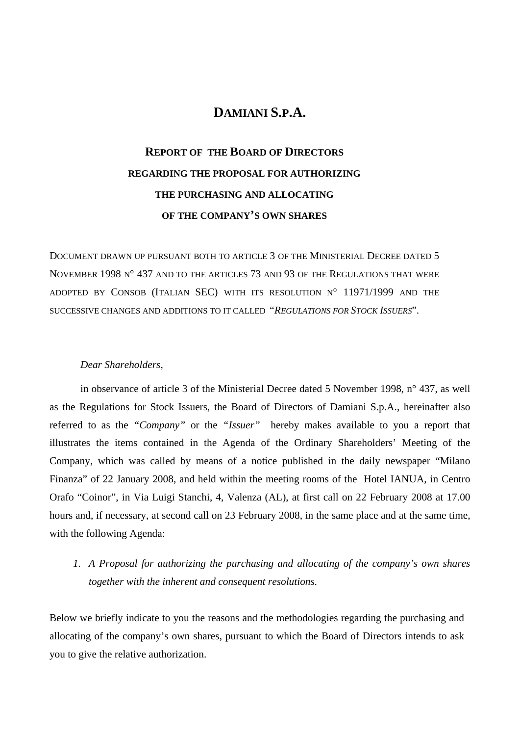# DAMIANI S.P.A.

## REPORT OF THE BOARD OF DIRECTORS REGARDING THE PROPOSAL FOR AUTHORIZING THE PURCHASING AND ALLOCATING OF THE COMPANY'S OWN SHARES

DOCUMENT DRAWN UP PURSUANT BOTH TO ARTICLE 3 OF THE MINISTERIAL DECREE DATED 5 NOVEMBER 1998 N° 437 AND TO THE ARTICLES 73 AND 93 OF THE REGULATIONS THAT WERE ADOPTED BY CONSOB (ITALIAN SEC) WITH ITS RESOLUTION N° 11971/1999 AND THE SUCCESSIVE CHANGES AND ADDITIONS TO IT CALLED "*REGULATIONS FOR STOCK ISSUERS*".

*Dear Shareholders*,

in observance of article 3 of the Ministerial Decree dated 5 November 1998, n° 437, as well as the Regulations for Stock Issuers, the Board of Directors of Damiani S.p.A., hereinafter also referred to as the "*Company*" or the "*Issuer*" hereby makes available to you a report that illustrates the items contained in the Agenda of the Ordinary Shareholders' Meeting of the Company, which was called by means of a notice published in the daily newspaper "Milano Finanza" of 22 January 2008, and held within the meeting rooms of the Hotel IANUA, in Centro Orafo "Coinor", in Via Luigi Stanchi, 4, Valenza (AL), at first call on 22 February 2008 at 17.00 hours and, if necessary, at second call on 23 February 2008, in the same place and at the same time, with the following Agenda:

1. *A Proposal for authorizing the purchasing and allocating of the company's own shares together with the inherent and consequent resolutions.*

Below we briefly indicate to you the reasons and the methodologies regarding the purchasing and allocating of the company's own shares, pursuant to which the Board of Directors intends to ask you to give the relative authorization.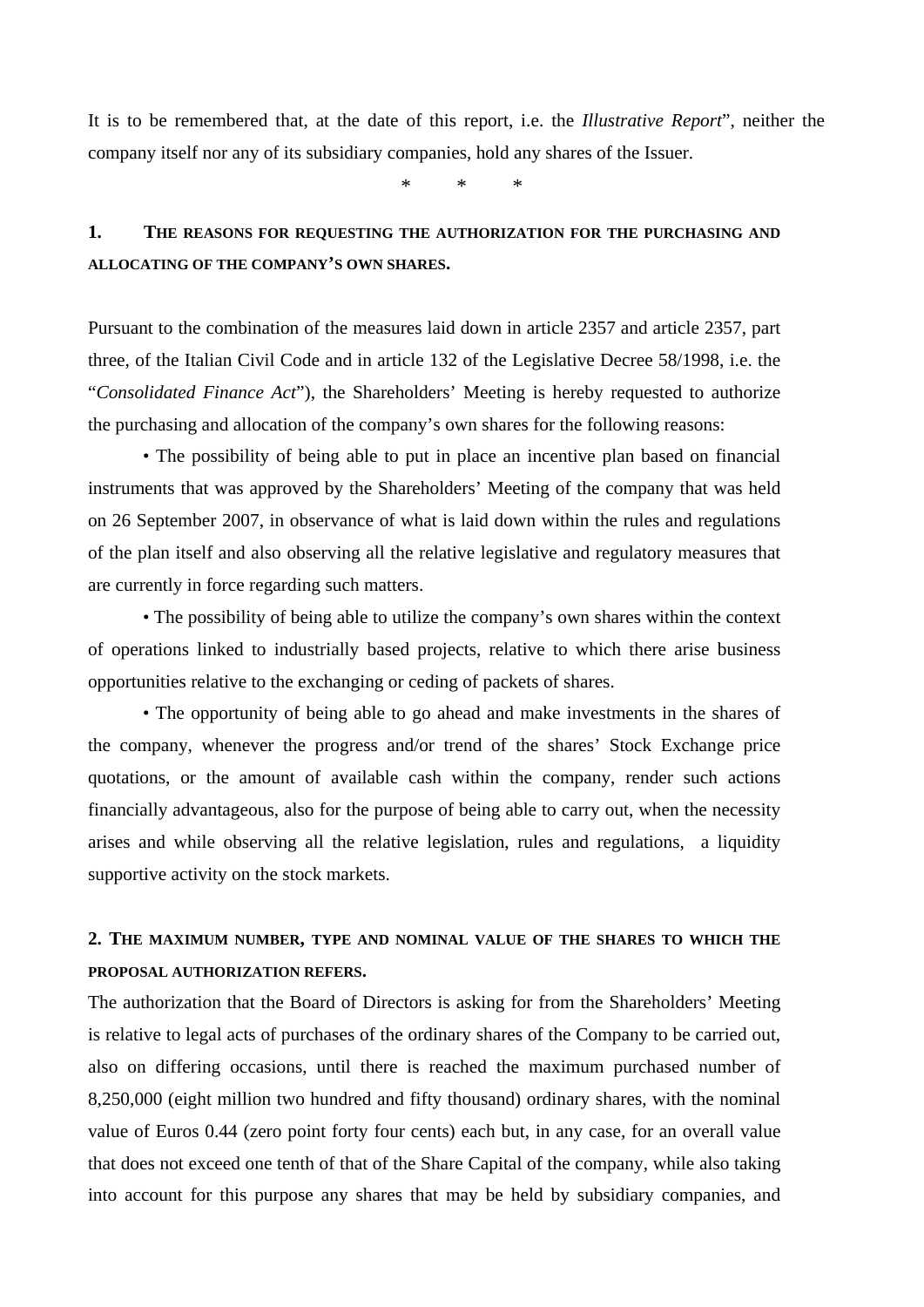It is to be remembered that, at the date of this report, i.e. the *Illustrative Report*", neither the company itself nor any of its subsidiary companies, hold any shares of the Issuer.

\*   \*   \*

## 1. THE REASONS FOR REQUESTING THE AUTHORIZATION FOR THE PURCHASING AND ALLOCATING OF THE COMPANY'S OWN SHARES.

Pursuant to the combination of the measures laid down in article 2357 and article 2357, part three, of the Italian Civil Code and in article 132 of the Legislative Decree 58/1998, i.e. the "*Consolidated Finance Act*"), the Shareholders' Meeting is hereby requested to authorize the purchasing and allocation of the company's own shares for the following reasons:

- The possibility of being able to put in place an incentive plan based on financial instruments that was approved by the Shareholders' Meeting of the company that was held on 26 September 2007, in observance of what is laid down within the rules and regulations of the plan itself and also observing all the relative legislative and regulatory measures that are currently in force regarding such matters.
- The possibility of being able to utilize the company's own shares within the context of operations linked to industrially based projects, relative to which there arise business opportunities relative to the exchanging or ceding of packets of shares.
- The opportunity of being able to go ahead and make investments in the shares of the company, whenever the progress and/or trend of the shares' Stock Exchange price quotations, or the amount of available cash within the company, render such actions financially advantageous, also for the purpose of being able to carry out, when the necessity arises and while observing all the relative legislation, rules and regulations, a liquidity supportive activity on the stock markets.

## 2. THE MAXIMUM NUMBER, TYPE AND NOMINAL VALUE OF THE SHARES TO WHICH THE PROPOSAL AUTHORIZATION REFERS.

The authorization that the Board of Directors is asking for from the Shareholders' Meeting is relative to legal acts of purchases of the ordinary shares of the Company to be carried out, also on differing occasions, until there is reached the maximum purchased number of 8,250,000 (eight million two hundred and fifty thousand) ordinary shares, with the nominal value of Euros 0.44 (zero point forty four cents) each but, in any case, for an overall value that does not exceed one tenth of that of the Share Capital of the company, while also taking into account for this purpose any shares that may be held by subsidiary companies, and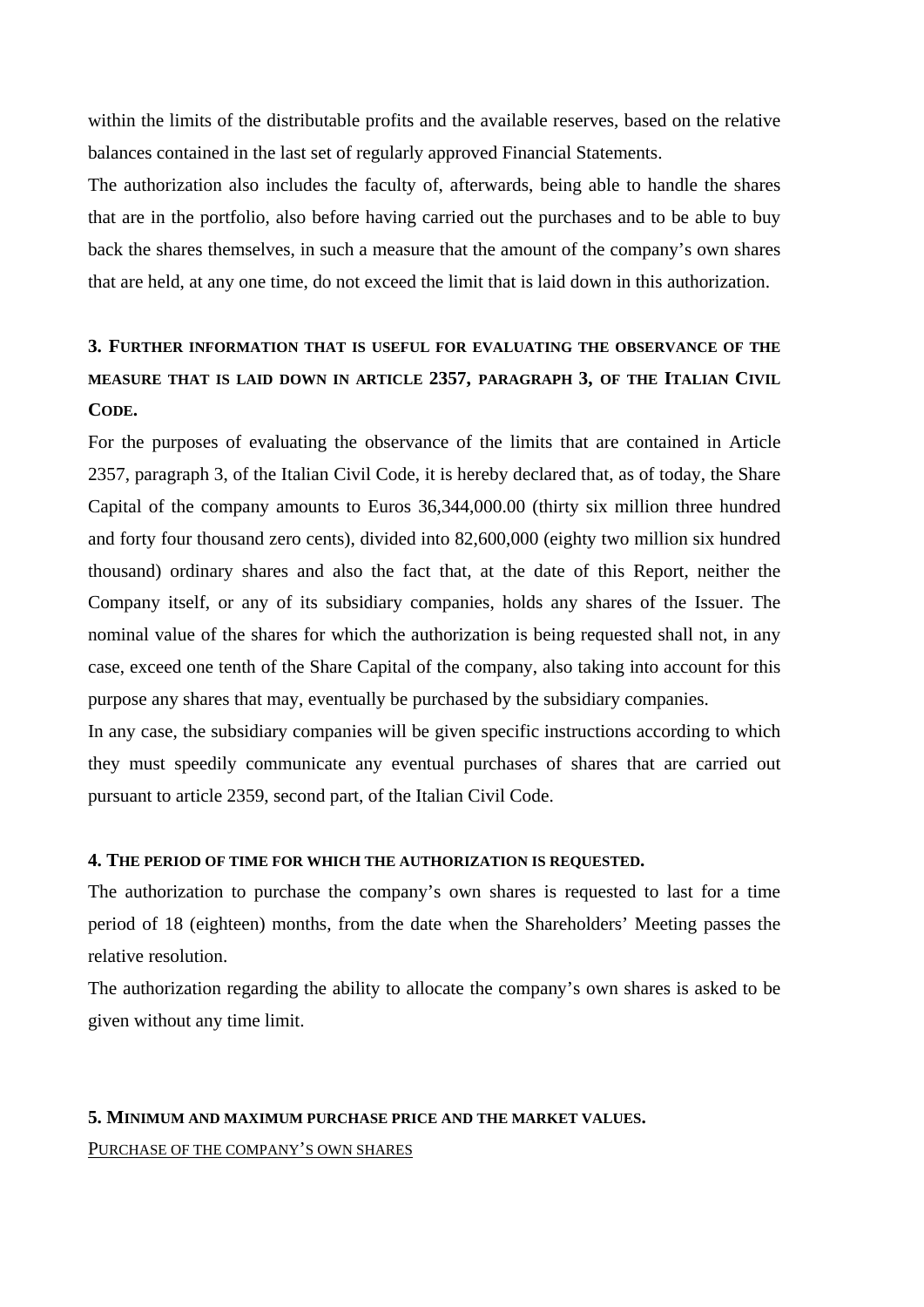within the limits of the distributable profits and the available reserves, based on the relative balances contained in the last set of regularly approved Financial Statements.

The authorization also includes the faculty of, afterwards, being able to handle the shares that are in the portfolio, also before having carried out the purchases and to be able to buy back the shares themselves, in such a measure that the amount of the company's own shares that are held, at any one time, do not exceed the limit that is laid down in this authorization.

### 3. Further information that is useful for evaluating the observance of the measure that is laid down in article 2357, paragraph 3, of the Italian Civil Code.

For the purposes of evaluating the observance of the limits that are contained in Article 2357, paragraph 3, of the Italian Civil Code, it is hereby declared that, as of today, the Share Capital of the company amounts to Euros 36,344,000.00 (thirty six million three hundred and forty four thousand zero cents), divided into 82,600,000 (eighty two million six hundred thousand) ordinary shares and also the fact that, at the date of this Report, neither the Company itself, or any of its subsidiary companies, holds any shares of the Issuer. The nominal value of the shares for which the authorization is being requested shall not, in any case, exceed one tenth of the Share Capital of the company, also taking into account for this purpose any shares that may, eventually be purchased by the subsidiary companies.

In any case, the subsidiary companies will be given specific instructions according to which they must speedily communicate any eventual purchases of shares that are carried out pursuant to article 2359, second part, of the Italian Civil Code.

### 4. The period of time for which the authorization is requested.

The authorization to purchase the company's own shares is requested to last for a time period of 18 (eighteen) months, from the date when the Shareholders' Meeting passes the relative resolution.

The authorization regarding the ability to allocate the company's own shares is asked to be given without any time limit.

### 5. Minimum and maximum purchase price and the market values.

Purchase of the company's own shares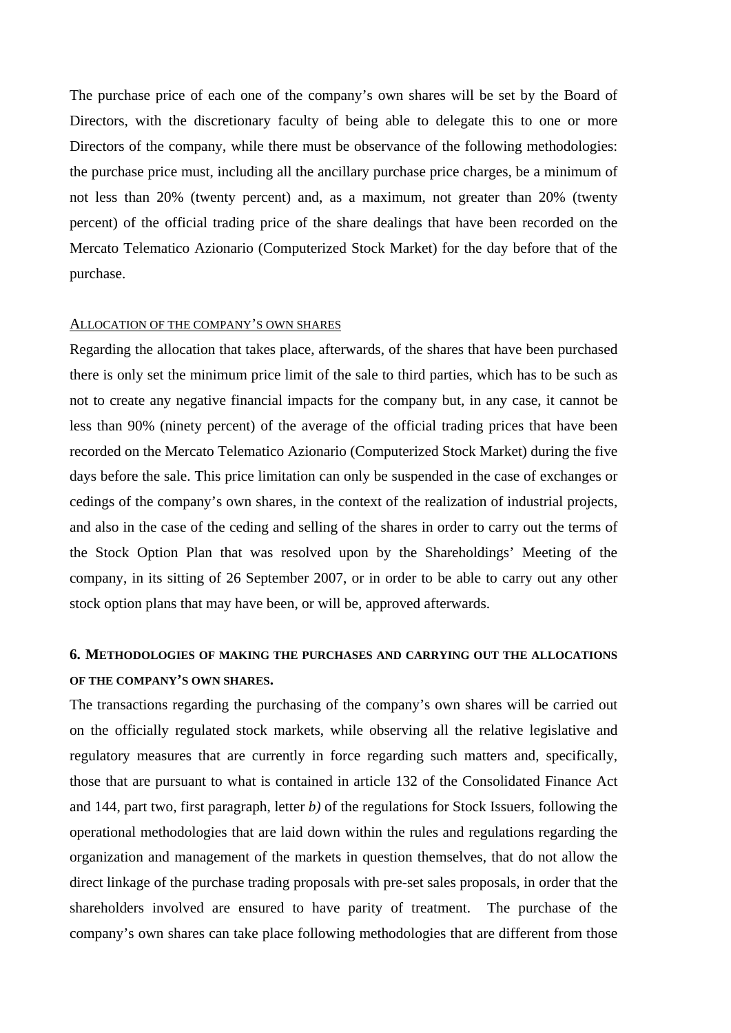The purchase price of each one of the company's own shares will be set by the Board of Directors, with the discretionary faculty of being able to delegate this to one or more Directors of the company, while there must be observance of the following methodologies: the purchase price must, including all the ancillary purchase price charges, be a minimum of not less than 20% (twenty percent) and, as a maximum, not greater than 20% (twenty percent) of the official trading price of the share dealings that have been recorded on the Mercato Telematico Azionario (Computerized Stock Market) for the day before that of the purchase.

ALLOCATION OF THE COMPANY'S OWN SHARES

Regarding the allocation that takes place, afterwards, of the shares that have been purchased there is only set the minimum price limit of the sale to third parties, which has to be such as not to create any negative financial impacts for the company but, in any case, it cannot be less than 90% (ninety percent) of the average of the official trading prices that have been recorded on the Mercato Telematico Azionario (Computerized Stock Market) during the five days before the sale. This price limitation can only be suspended in the case of exchanges or cedings of the company's own shares, in the context of the realization of industrial projects, and also in the case of the ceding and selling of the shares in order to carry out the terms of the Stock Option Plan that was resolved upon by the Shareholdings' Meeting of the company, in its sitting of 26 September 2007, or in order to be able to carry out any other stock option plans that may have been, or will be, approved afterwards.

## 6. METHODOLOGIES OF MAKING THE PURCHASES AND CARRYING OUT THE ALLOCATIONS OF THE COMPANY'S OWN SHARES.

The transactions regarding the purchasing of the company's own shares will be carried out on the officially regulated stock markets, while observing all the relative legislative and regulatory measures that are currently in force regarding such matters and, specifically, those that are pursuant to what is contained in article 132 of the Consolidated Finance Act and 144, part two, first paragraph, letter *b)* of the regulations for Stock Issuers, following the operational methodologies that are laid down within the rules and regulations regarding the organization and management of the markets in question themselves, that do not allow the direct linkage of the purchase trading proposals with pre-set sales proposals, in order that the shareholders involved are ensured to have parity of treatment. The purchase of the company's own shares can take place following methodologies that are different from those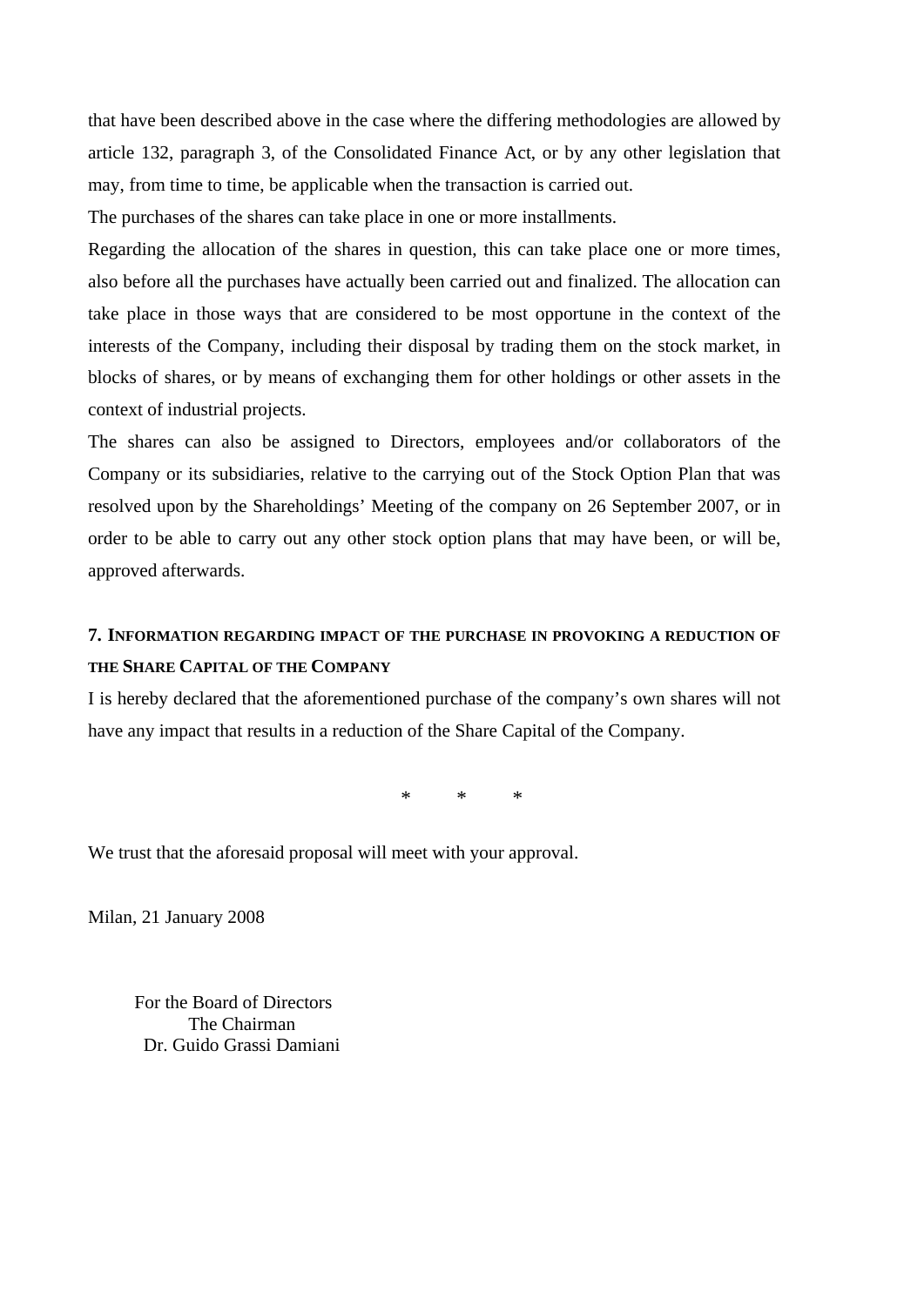that have been described above in the case where the differing methodologies are allowed by article 132, paragraph 3, of the Consolidated Finance Act, or by any other legislation that may, from time to time, be applicable when the transaction is carried out.

The purchases of the shares can take place in one or more installments.

Regarding the allocation of the shares in question, this can take place one or more times, also before all the purchases have actually been carried out and finalized. The allocation can take place in those ways that are considered to be most opportune in the context of the interests of the Company, including their disposal by trading them on the stock market, in blocks of shares, or by means of exchanging them for other holdings or other assets in the context of industrial projects.

The shares can also be assigned to Directors, employees and/or collaborators of the Company or its subsidiaries, relative to the carrying out of the Stock Option Plan that was resolved upon by the Shareholdings' Meeting of the company on 26 September 2007, or in order to be able to carry out any other stock option plans that may have been, or will be, approved afterwards.

## 7. Information regarding impact of the purchase in provoking a reduction of the Share Capital of the Company

I is hereby declared that the aforementioned purchase of the company's own shares will not have any impact that results in a reduction of the Share Capital of the Company.

\*        \*        \*

We trust that the aforesaid proposal will meet with your approval.

Milan, 21 January 2008

For the Board of Directors
The Chairman
Dr. Guido Grassi Damiani